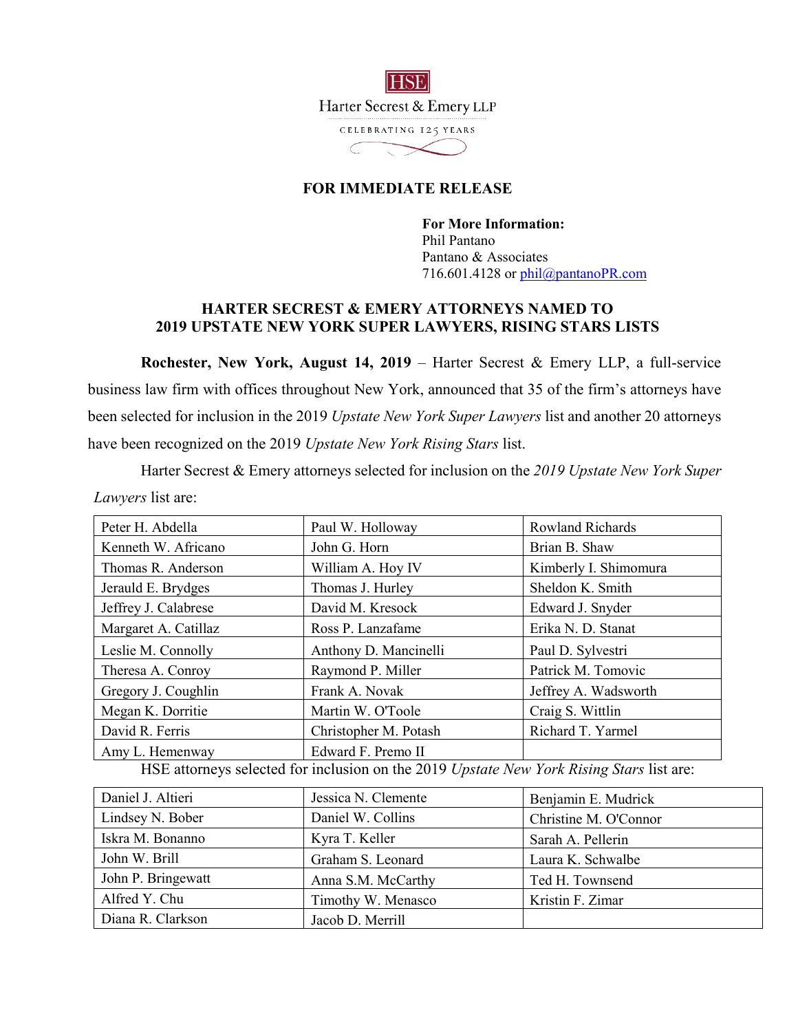HSE

Harter Secrest & Emery LLP

CELEBRATING 125 YEARS

**FOR IMMEDIATE RELEASE**

**For More Information:**
Phil Pantano
Pantano & Associates
716.601.4128 or phil@pantanoPR.com

## HARTER SECREST & EMERY ATTORNEYS NAMED TO 2019 UPSTATE NEW YORK SUPER LAWYERS, RISING STARS LISTS

**Rochester, New York, August 14, 2019** – Harter Secrest & Emery LLP, a full-service business law firm with offices throughout New York, announced that 35 of the firm's attorneys have been selected for inclusion in the 2019 *Upstate New York Super Lawyers* list and another 20 attorneys have been recognized on the 2019 *Upstate New York Rising Stars* list.

Harter Secrest & Emery attorneys selected for inclusion on the *2019 Upstate New York Super Lawyers* list are:

| | | |
|---|---|---|
| Peter H. Abdella | Paul W. Holloway | Rowland Richards |
| Kenneth W. Africano | John G. Horn | Brian B. Shaw |
| Thomas R. Anderson | William A. Hoy IV | Kimberly I. Shimomura |
| Jerauld E. Brydges | Thomas J. Hurley | Sheldon K. Smith |
| Jeffrey J. Calabrese | David M. Kresock | Edward J. Snyder |
| Margaret A. Catillaz | Ross P. Lanzafame | Erika N. D. Stanat |
| Leslie M. Connolly | Anthony D. Mancinelli | Paul D. Sylvestri |
| Theresa A. Conroy | Raymond P. Miller | Patrick M. Tomovic |
| Gregory J. Coughlin | Frank A. Novak | Jeffrey A. Wadsworth |
| Megan K. Dorritie | Martin W. O'Toole | Craig S. Wittlin |
| David R. Ferris | Christopher M. Potash | Richard T. Yarmel |
| Amy L. Hemenway | Edward F. Premo II | |

HSE attorneys selected for inclusion on the 2019 *Upstate New York Rising Stars* list are:

| | | |
|---|---|---|
| Daniel J. Altieri | Jessica N. Clemente | Benjamin E. Mudrick |
| Lindsey N. Bober | Daniel W. Collins | Christine M. O'Connor |
| Iskra M. Bonanno | Kyra T. Keller | Sarah A. Pellerin |
| John W. Brill | Graham S. Leonard | Laura K. Schwalbe |
| John P. Bringewatt | Anna S.M. McCarthy | Ted H. Townsend |
| Alfred Y. Chu | Timothy W. Menasco | Kristin F. Zimar |
| Diana R. Clarkson | Jacob D. Merrill | |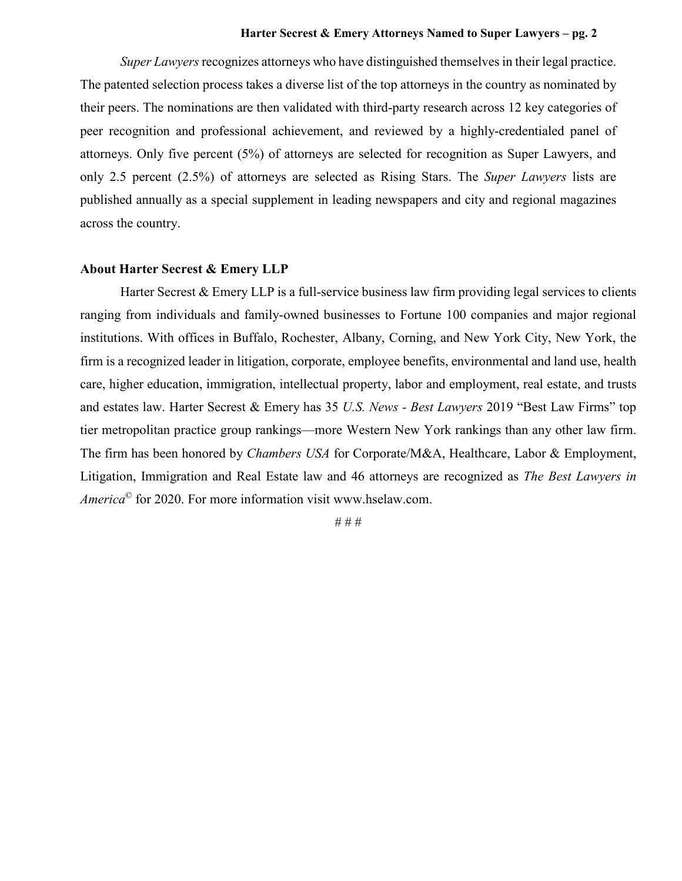*Super Lawyers* recognizes attorneys who have distinguished themselves in their legal practice. The patented selection process takes a diverse list of the top attorneys in the country as nominated by their peers. The nominations are then validated with third-party research across 12 key categories of peer recognition and professional achievement, and reviewed by a highly-credentialed panel of attorneys. Only five percent (5%) of attorneys are selected for recognition as Super Lawyers, and only 2.5 percent (2.5%) of attorneys are selected as Rising Stars. The *Super Lawyers* lists are published annually as a special supplement in leading newspapers and city and regional magazines across the country.

**About Harter Secrest & Emery LLP**

Harter Secrest & Emery LLP is a full-service business law firm providing legal services to clients ranging from individuals and family-owned businesses to Fortune 100 companies and major regional institutions. With offices in Buffalo, Rochester, Albany, Corning, and New York City, New York, the firm is a recognized leader in litigation, corporate, employee benefits, environmental and land use, health care, higher education, immigration, intellectual property, labor and employment, real estate, and trusts and estates law. Harter Secrest & Emery has 35 *U.S. News - Best Lawyers* 2019 "Best Law Firms" top tier metropolitan practice group rankings—more Western New York rankings than any other law firm. The firm has been honored by *Chambers USA* for Corporate/M&A, Healthcare, Labor & Employment, Litigation, Immigration and Real Estate law and 46 attorneys are recognized as *The Best Lawyers in America©* for 2020. For more information visit www.hselaw.com.

# # #